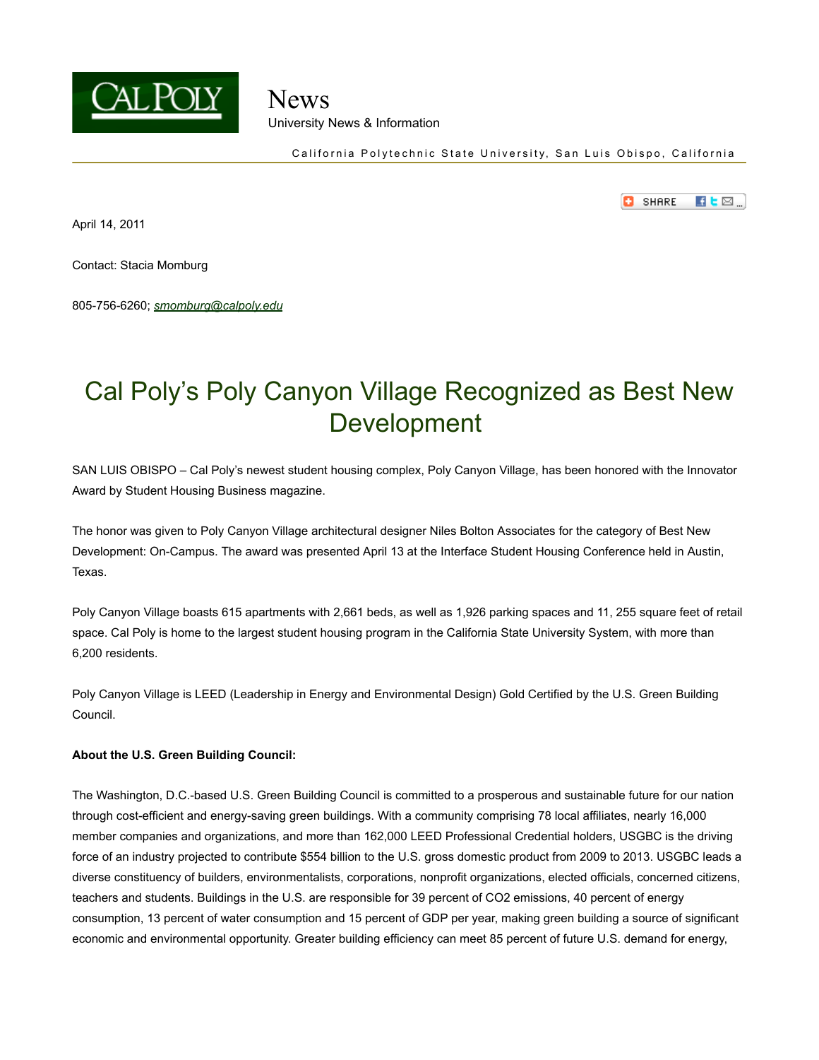# News

University News & Information

California Polytechnic State University, San Luis Obispo, California

April 14, 2011

Contact: Stacia Momburg

805-756-6260; smomburg@calpoly.edu

## Cal Poly's Poly Canyon Village Recognized as Best New Development

SAN LUIS OBISPO – Cal Poly's newest student housing complex, Poly Canyon Village, has been honored with the Innovator Award by Student Housing Business magazine.

The honor was given to Poly Canyon Village architectural designer Niles Bolton Associates for the category of Best New Development: On-Campus. The award was presented April 13 at the Interface Student Housing Conference held in Austin, Texas.

Poly Canyon Village boasts 615 apartments with 2,661 beds, as well as 1,926 parking spaces and 11, 255 square feet of retail space. Cal Poly is home to the largest student housing program in the California State University System, with more than 6,200 residents.

Poly Canyon Village is LEED (Leadership in Energy and Environmental Design) Gold Certified by the U.S. Green Building Council.

**About the U.S. Green Building Council:**

The Washington, D.C.-based U.S. Green Building Council is committed to a prosperous and sustainable future for our nation through cost-efficient and energy-saving green buildings. With a community comprising 78 local affiliates, nearly 16,000 member companies and organizations, and more than 162,000 LEED Professional Credential holders, USGBC is the driving force of an industry projected to contribute $554 billion to the U.S. gross domestic product from 2009 to 2013. USGBC leads a diverse constituency of builders, environmentalists, corporations, nonprofit organizations, elected officials, concerned citizens, teachers and students. Buildings in the U.S. are responsible for 39 percent of $CO_2$ emissions, 40 percent of energy consumption, 13 percent of water consumption and 15 percent of GDP per year, making green building a source of significant economic and environmental opportunity. Greater building efficiency can meet 85 percent of future U.S. demand for energy,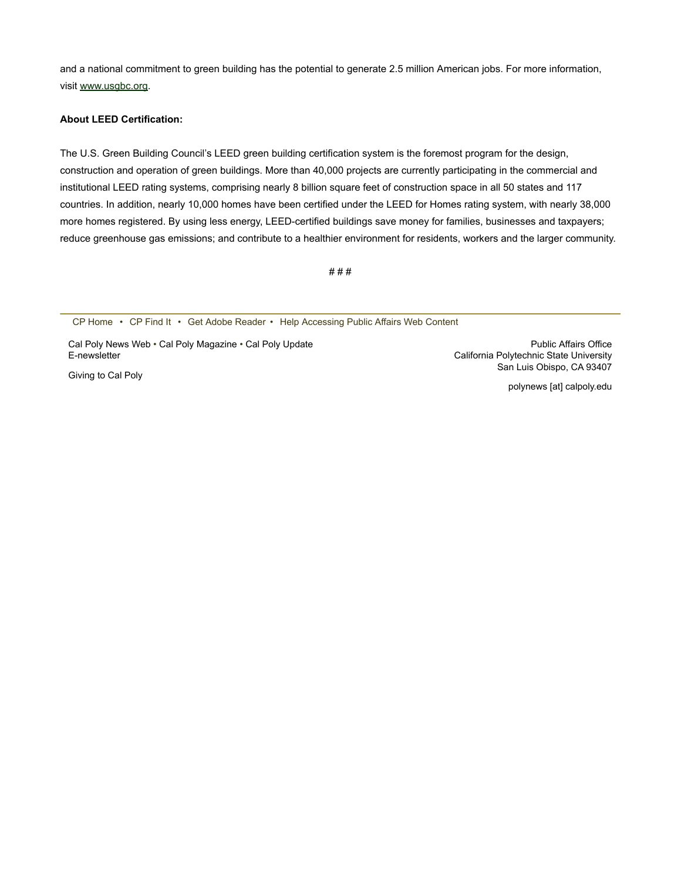and a national commitment to green building has the potential to generate 2.5 million American jobs. For more information, visit [www.usgbc.org](http://www.usgbc.org).

**About LEED Certification:**

The U.S. Green Building Council's LEED green building certification system is the foremost program for the design, construction and operation of green buildings. More than 40,000 projects are currently participating in the commercial and institutional LEED rating systems, comprising nearly 8 billion square feet of construction space in all 50 states and 117 countries. In addition, nearly 10,000 homes have been certified under the LEED for Homes rating system, with nearly 38,000 more homes registered. By using less energy, LEED-certified buildings save money for families, businesses and taxpayers; reduce greenhouse gas emissions; and contribute to a healthier environment for residents, workers and the larger community.

# # #

---

CP Home • CP Find It • Get Adobe Reader • Help Accessing Public Affairs Web Content

Cal Poly News Web • Cal Poly Magazine • Cal Poly Update E-newsletter

Giving to Cal Poly

Public Affairs Office
California Polytechnic State University
San Luis Obispo, CA 93407

polynews [at] calpoly.edu